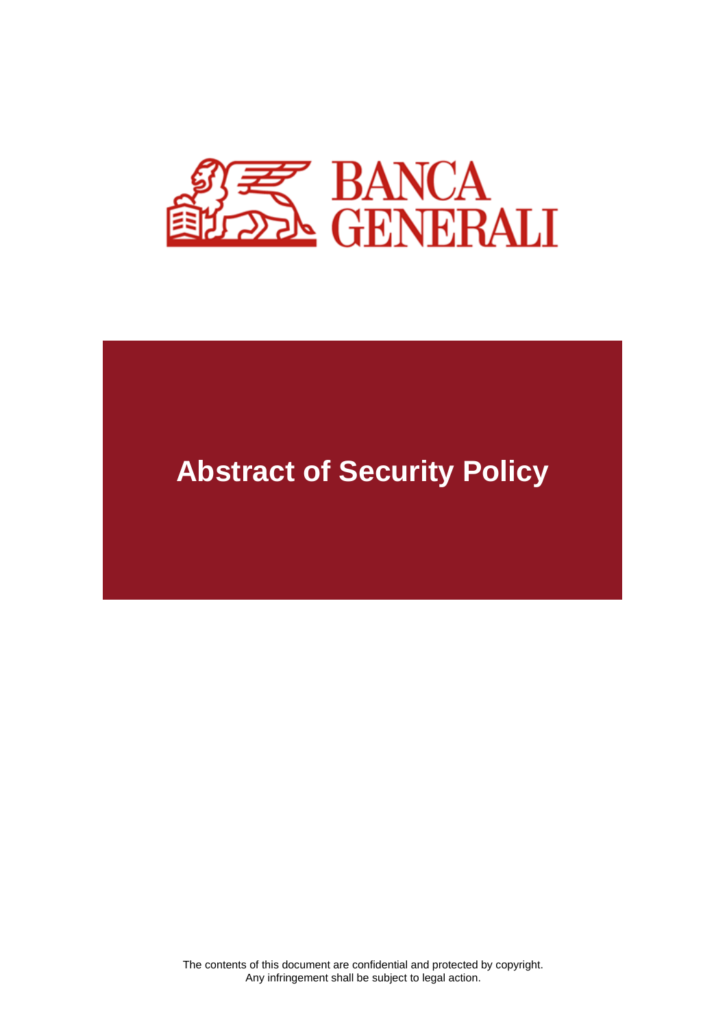BANCA GENERALI

# Abstract of Security Policy

The contents of this document are confidential and protected by copyright.
Any infringement shall be subject to legal action.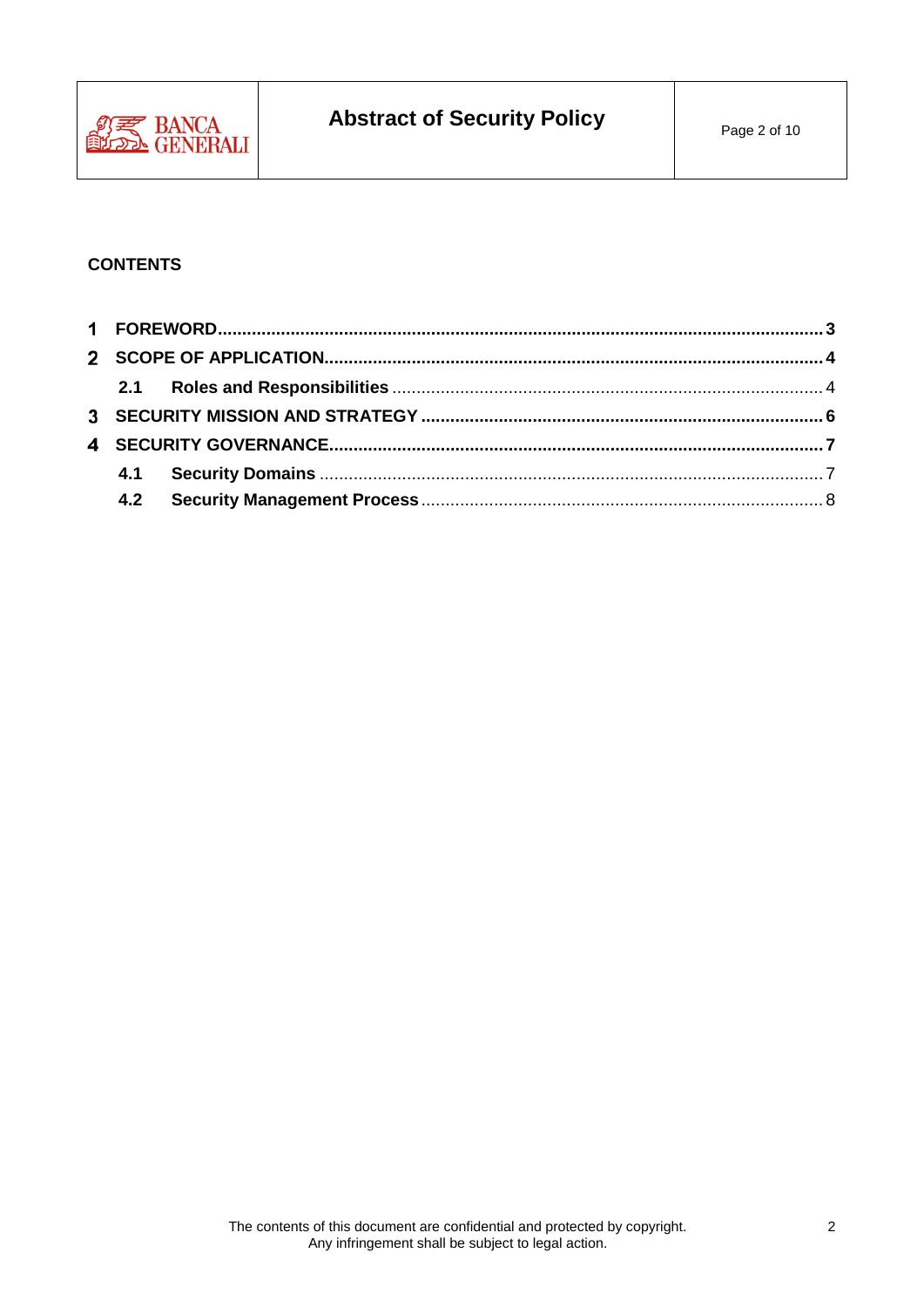**CONTENTS**

1 **FOREWORD** ........................................................................................................................ 3

2 **SCOPE OF APPLICATION** ................................................................................................. 4

  2.1 **Roles and Responsibilities** ........................................................................................ 4

3 **SECURITY MISSION AND STRATEGY** ............................................................................ 6

4 **SECURITY GOVERNANCE** ............................................................................................... 7

  4.1 **Security Domains** ...................................................................................................... 7

  4.2 **Security Management Process** .................................................................................. 8

The contents of this document are confidential and protected by copyright.
Any infringement shall be subject to legal action.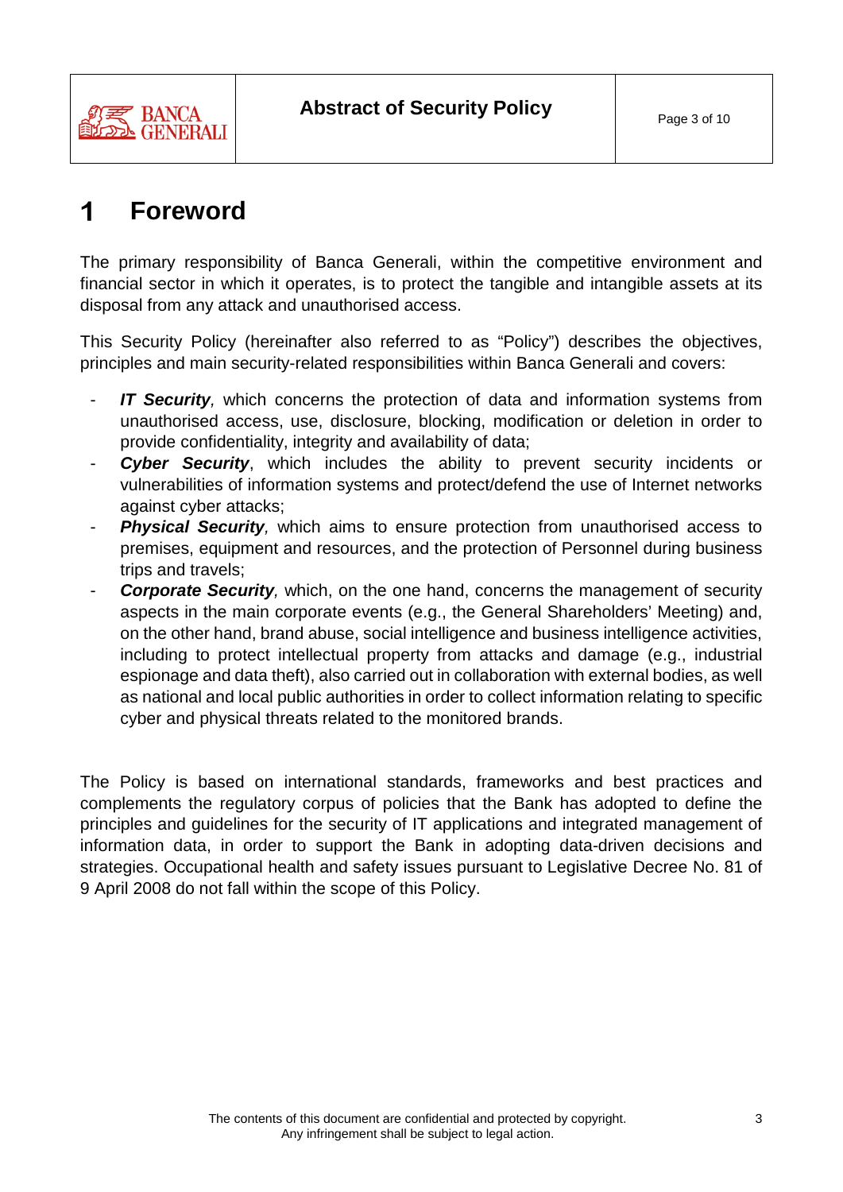# 1 Foreword

The primary responsibility of Banca Generali, within the competitive environment and financial sector in which it operates, is to protect the tangible and intangible assets at its disposal from any attack and unauthorised access.

This Security Policy (hereinafter also referred to as "Policy") describes the objectives, principles and main security-related responsibilities within Banca Generali and covers:

- ***IT Security**,* which concerns the protection of data and information systems from unauthorised access, use, disclosure, blocking, modification or deletion in order to provide confidentiality, integrity and availability of data;
- ***Cyber Security***, which includes the ability to prevent security incidents or vulnerabilities of information systems and protect/defend the use of Internet networks against cyber attacks;
- ***Physical Security**,* which aims to ensure protection from unauthorised access to premises, equipment and resources, and the protection of Personnel during business trips and travels;
- ***Corporate Security**,* which, on the one hand, concerns the management of security aspects in the main corporate events (e.g., the General Shareholders' Meeting) and, on the other hand, brand abuse, social intelligence and business intelligence activities, including to protect intellectual property from attacks and damage (e.g., industrial espionage and data theft), also carried out in collaboration with external bodies, as well as national and local public authorities in order to collect information relating to specific cyber and physical threats related to the monitored brands.

The Policy is based on international standards, frameworks and best practices and complements the regulatory corpus of policies that the Bank has adopted to define the principles and guidelines for the security of IT applications and integrated management of information data, in order to support the Bank in adopting data-driven decisions and strategies. Occupational health and safety issues pursuant to Legislative Decree No. 81 of 9 April 2008 do not fall within the scope of this Policy.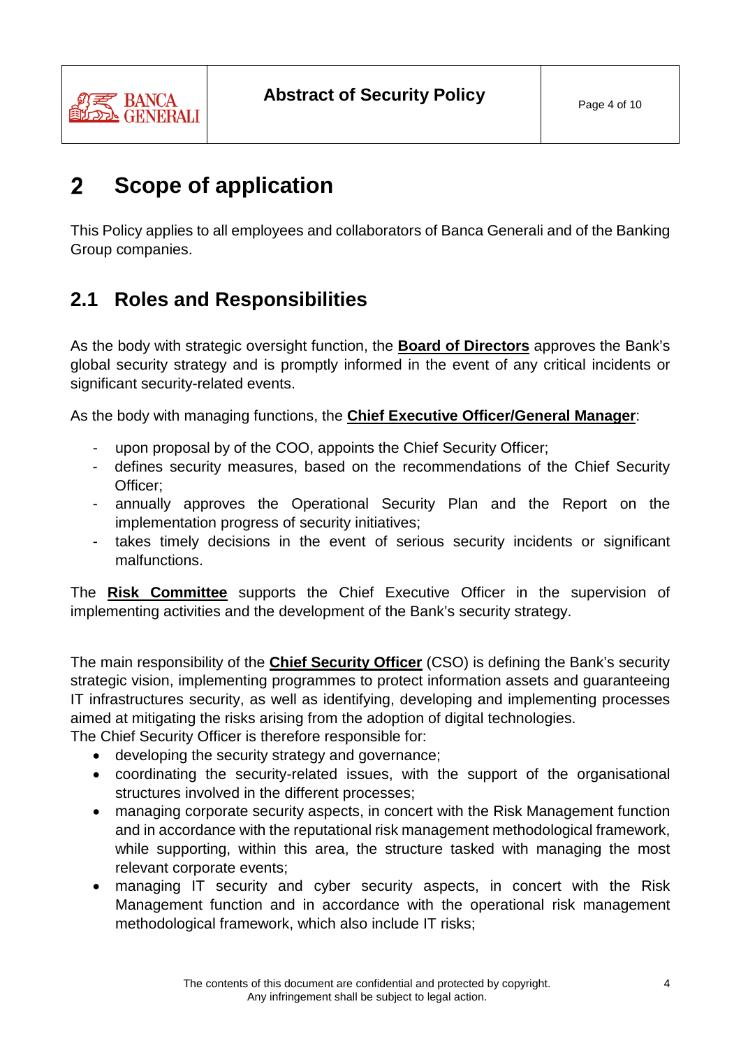# 2 Scope of application

This Policy applies to all employees and collaborators of Banca Generali and of the Banking Group companies.

## 2.1 Roles and Responsibilities

As the body with strategic oversight function, the **Board of Directors** approves the Bank's global security strategy and is promptly informed in the event of any critical incidents or significant security-related events.

As the body with managing functions, the **Chief Executive Officer/General Manager**:

- upon proposal by of the COO, appoints the Chief Security Officer;
- defines security measures, based on the recommendations of the Chief Security Officer;
- annually approves the Operational Security Plan and the Report on the implementation progress of security initiatives;
- takes timely decisions in the event of serious security incidents or significant malfunctions.

The **Risk Committee** supports the Chief Executive Officer in the supervision of implementing activities and the development of the Bank's security strategy.

The main responsibility of the **Chief Security Officer** (CSO) is defining the Bank's security strategic vision, implementing programmes to protect information assets and guaranteeing IT infrastructures security, as well as identifying, developing and implementing processes aimed at mitigating the risks arising from the adoption of digital technologies.
The Chief Security Officer is therefore responsible for:

- developing the security strategy and governance;
- coordinating the security-related issues, with the support of the organisational structures involved in the different processes;
- managing corporate security aspects, in concert with the Risk Management function and in accordance with the reputational risk management methodological framework, while supporting, within this area, the structure tasked with managing the most relevant corporate events;
- managing IT security and cyber security aspects, in concert with the Risk Management function and in accordance with the operational risk management methodological framework, which also include IT risks;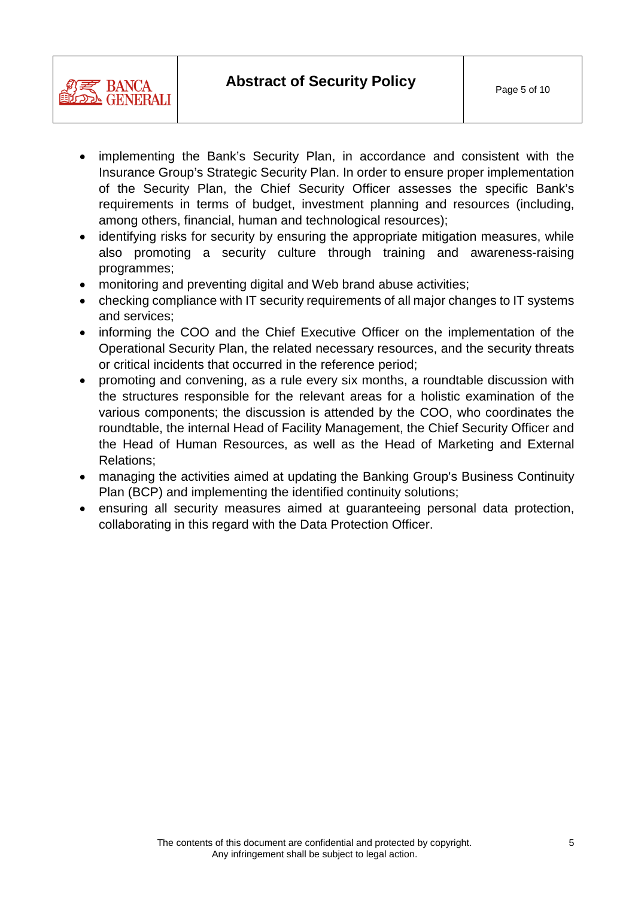- implementing the Bank's Security Plan, in accordance and consistent with the Insurance Group's Strategic Security Plan. In order to ensure proper implementation of the Security Plan, the Chief Security Officer assesses the specific Bank's requirements in terms of budget, investment planning and resources (including, among others, financial, human and technological resources);
- identifying risks for security by ensuring the appropriate mitigation measures, while also promoting a security culture through training and awareness-raising programmes;
- monitoring and preventing digital and Web brand abuse activities;
- checking compliance with IT security requirements of all major changes to IT systems and services;
- informing the COO and the Chief Executive Officer on the implementation of the Operational Security Plan, the related necessary resources, and the security threats or critical incidents that occurred in the reference period;
- promoting and convening, as a rule every six months, a roundtable discussion with the structures responsible for the relevant areas for a holistic examination of the various components; the discussion is attended by the COO, who coordinates the roundtable, the internal Head of Facility Management, the Chief Security Officer and the Head of Human Resources, as well as the Head of Marketing and External Relations;
- managing the activities aimed at updating the Banking Group's Business Continuity Plan (BCP) and implementing the identified continuity solutions;
- ensuring all security measures aimed at guaranteeing personal data protection, collaborating in this regard with the Data Protection Officer.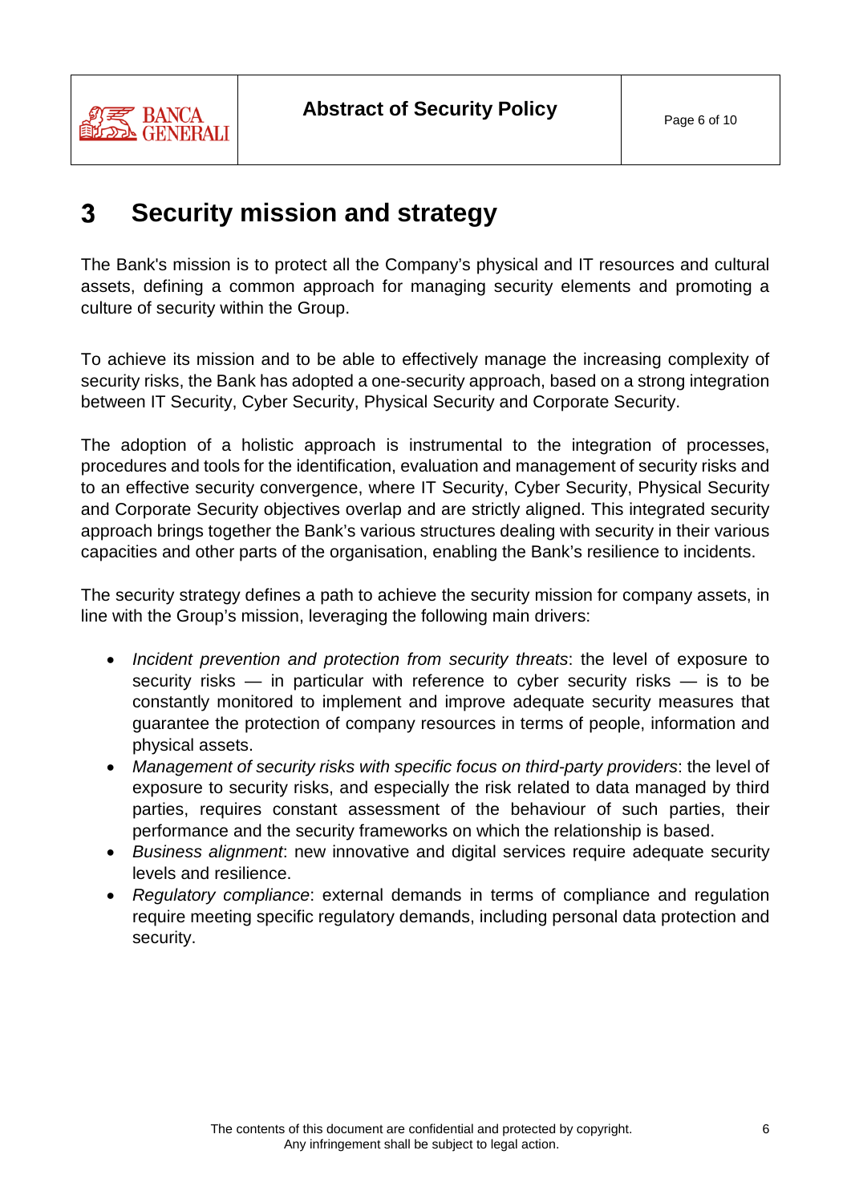# 3 Security mission and strategy

The Bank's mission is to protect all the Company's physical and IT resources and cultural assets, defining a common approach for managing security elements and promoting a culture of security within the Group.

To achieve its mission and to be able to effectively manage the increasing complexity of security risks, the Bank has adopted a one-security approach, based on a strong integration between IT Security, Cyber Security, Physical Security and Corporate Security.

The adoption of a holistic approach is instrumental to the integration of processes, procedures and tools for the identification, evaluation and management of security risks and to an effective security convergence, where IT Security, Cyber Security, Physical Security and Corporate Security objectives overlap and are strictly aligned. This integrated security approach brings together the Bank's various structures dealing with security in their various capacities and other parts of the organisation, enabling the Bank's resilience to incidents.

The security strategy defines a path to achieve the security mission for company assets, in line with the Group's mission, leveraging the following main drivers:

- *Incident prevention and protection from security threats*: the level of exposure to security risks — in particular with reference to cyber security risks — is to be constantly monitored to implement and improve adequate security measures that guarantee the protection of company resources in terms of people, information and physical assets.
- *Management of security risks with specific focus on third-party providers*: the level of exposure to security risks, and especially the risk related to data managed by third parties, requires constant assessment of the behaviour of such parties, their performance and the security frameworks on which the relationship is based.
- *Business alignment*: new innovative and digital services require adequate security levels and resilience.
- *Regulatory compliance*: external demands in terms of compliance and regulation require meeting specific regulatory demands, including personal data protection and security.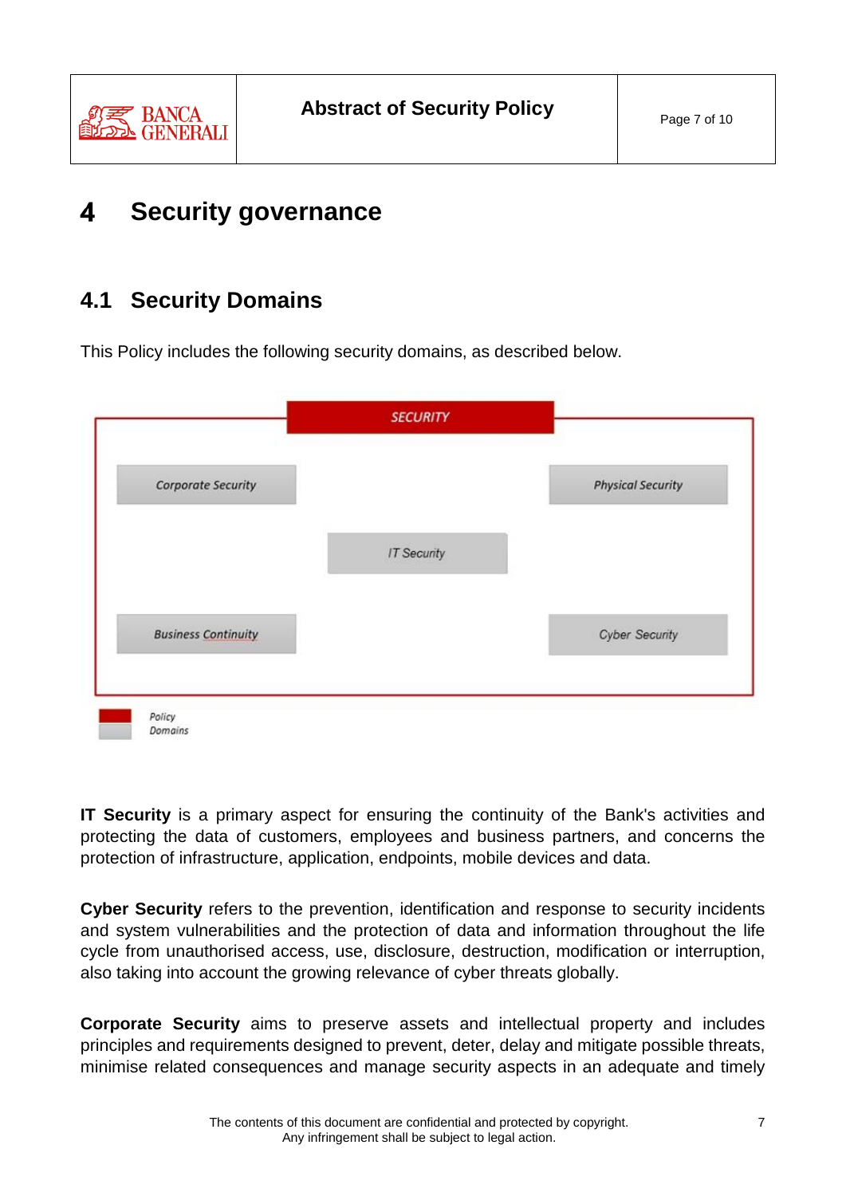# 4 Security governance

## 4.1 Security Domains

This Policy includes the following security domains, as described below.

SECURITY

Corporate Security

Physical Security

IT Security

Business Continuity

Cyber Security

Policy

Domains

**IT Security** is a primary aspect for ensuring the continuity of the Bank's activities and protecting the data of customers, employees and business partners, and concerns the protection of infrastructure, application, endpoints, mobile devices and data.

**Cyber Security** refers to the prevention, identification and response to security incidents and system vulnerabilities and the protection of data and information throughout the life cycle from unauthorised access, use, disclosure, destruction, modification or interruption, also taking into account the growing relevance of cyber threats globally.

**Corporate Security** aims to preserve assets and intellectual property and includes principles and requirements designed to prevent, deter, delay and mitigate possible threats, minimise related consequences and manage security aspects in an adequate and timely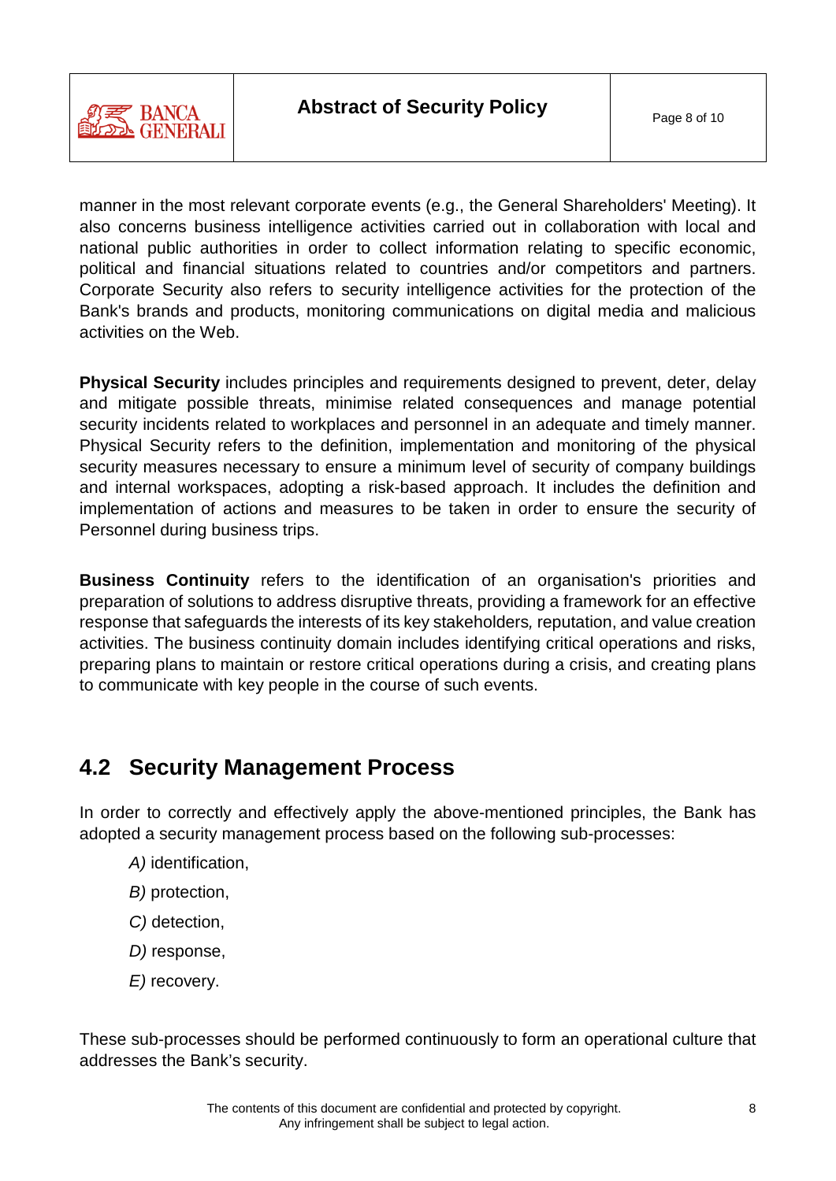manner in the most relevant corporate events (e.g., the General Shareholders' Meeting). It also concerns business intelligence activities carried out in collaboration with local and national public authorities in order to collect information relating to specific economic, political and financial situations related to countries and/or competitors and partners. Corporate Security also refers to security intelligence activities for the protection of the Bank's brands and products, monitoring communications on digital media and malicious activities on the Web.

**Physical Security** includes principles and requirements designed to prevent, deter, delay and mitigate possible threats, minimise related consequences and manage potential security incidents related to workplaces and personnel in an adequate and timely manner. Physical Security refers to the definition, implementation and monitoring of the physical security measures necessary to ensure a minimum level of security of company buildings and internal workspaces, adopting a risk-based approach. It includes the definition and implementation of actions and measures to be taken in order to ensure the security of Personnel during business trips.

**Business Continuity** refers to the identification of an organisation's priorities and preparation of solutions to address disruptive threats, providing a framework for an effective response that safeguards the interests of its key stakeholders*,* reputation, and value creation activities. The business continuity domain includes identifying critical operations and risks, preparing plans to maintain or restore critical operations during a crisis, and creating plans to communicate with key people in the course of such events.

## 4.2 Security Management Process

In order to correctly and effectively apply the above-mentioned principles, the Bank has adopted a security management process based on the following sub-processes:

- *A)* identification,
- *B)* protection,
- *C)* detection,
- *D)* response,
- *E)* recovery.

These sub-processes should be performed continuously to form an operational culture that addresses the Bank's security.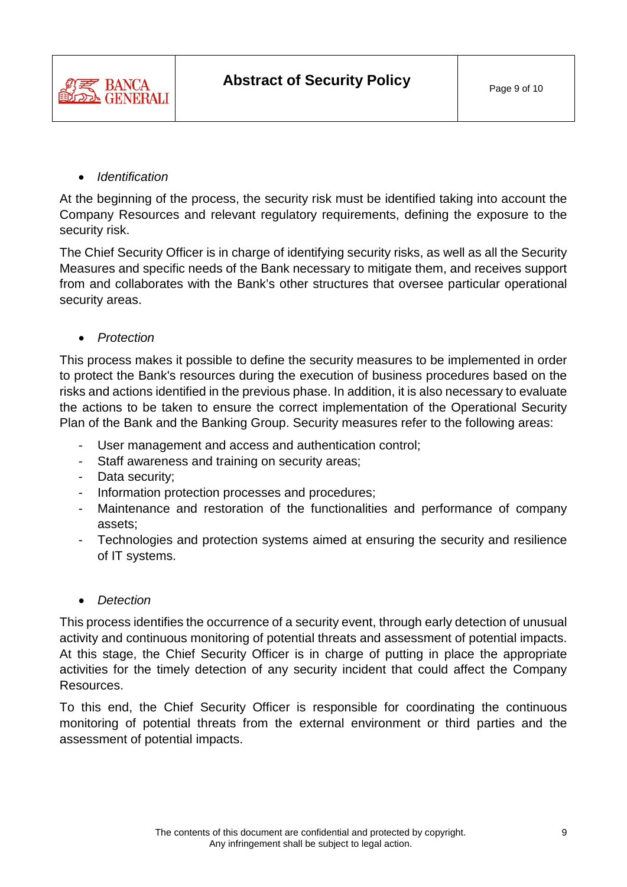- *Identification*

At the beginning of the process, the security risk must be identified taking into account the Company Resources and relevant regulatory requirements, defining the exposure to the security risk.

The Chief Security Officer is in charge of identifying security risks, as well as all the Security Measures and specific needs of the Bank necessary to mitigate them, and receives support from and collaborates with the Bank's other structures that oversee particular operational security areas.

- *Protection*

This process makes it possible to define the security measures to be implemented in order to protect the Bank's resources during the execution of business procedures based on the risks and actions identified in the previous phase. In addition, it is also necessary to evaluate the actions to be taken to ensure the correct implementation of the Operational Security Plan of the Bank and the Banking Group. Security measures refer to the following areas:

- User management and access and authentication control;
- Staff awareness and training on security areas;
- Data security;
- Information protection processes and procedures;
- Maintenance and restoration of the functionalities and performance of company assets;
- Technologies and protection systems aimed at ensuring the security and resilience of IT systems.

- *Detection*

This process identifies the occurrence of a security event, through early detection of unusual activity and continuous monitoring of potential threats and assessment of potential impacts. At this stage, the Chief Security Officer is in charge of putting in place the appropriate activities for the timely detection of any security incident that could affect the Company Resources.

To this end, the Chief Security Officer is responsible for coordinating the continuous monitoring of potential threats from the external environment or third parties and the assessment of potential impacts.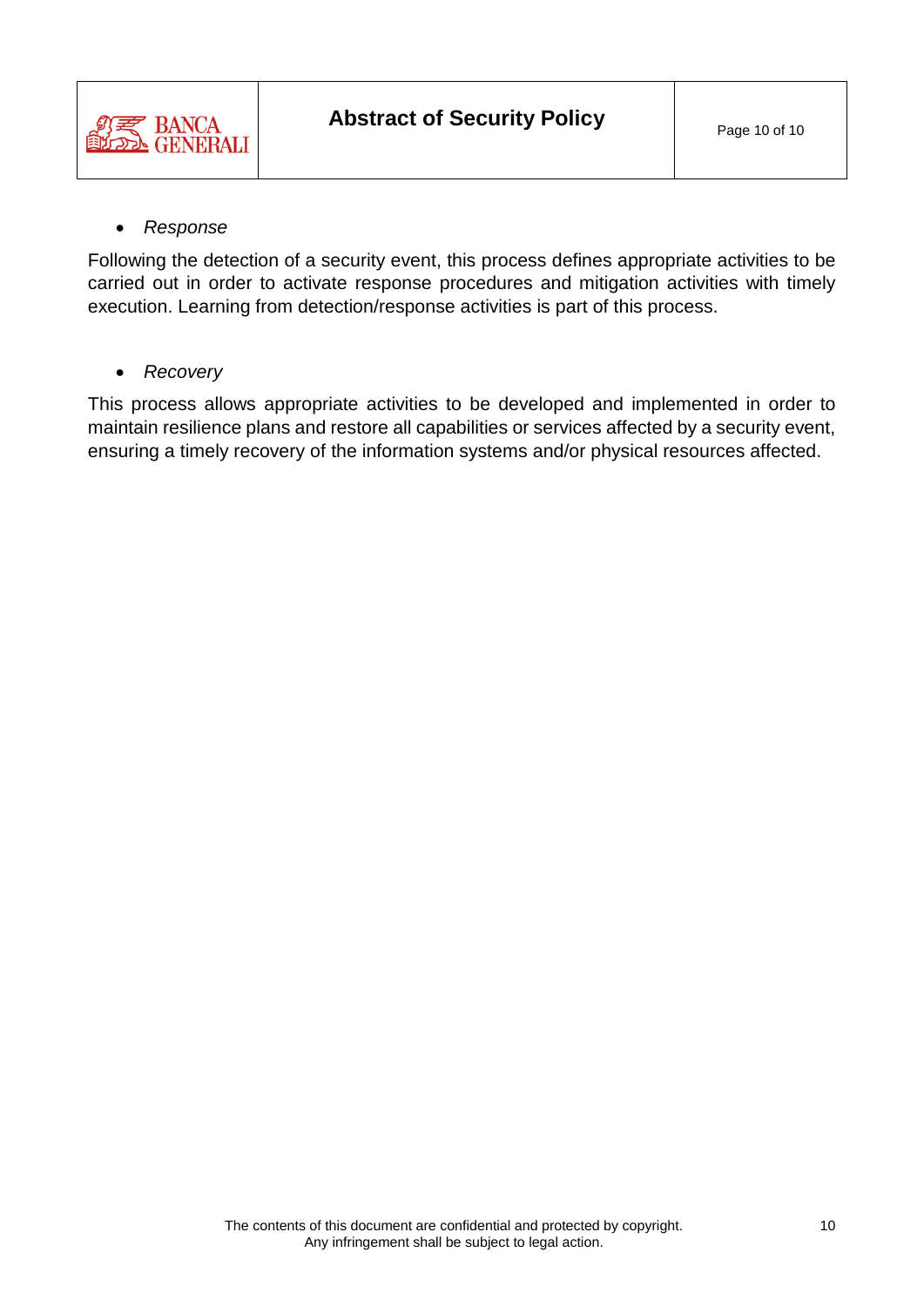- *Response*

Following the detection of a security event, this process defines appropriate activities to be carried out in order to activate response procedures and mitigation activities with timely execution. Learning from detection/response activities is part of this process.

- *Recovery*

This process allows appropriate activities to be developed and implemented in order to maintain resilience plans and restore all capabilities or services affected by a security event, ensuring a timely recovery of the information systems and/or physical resources affected.